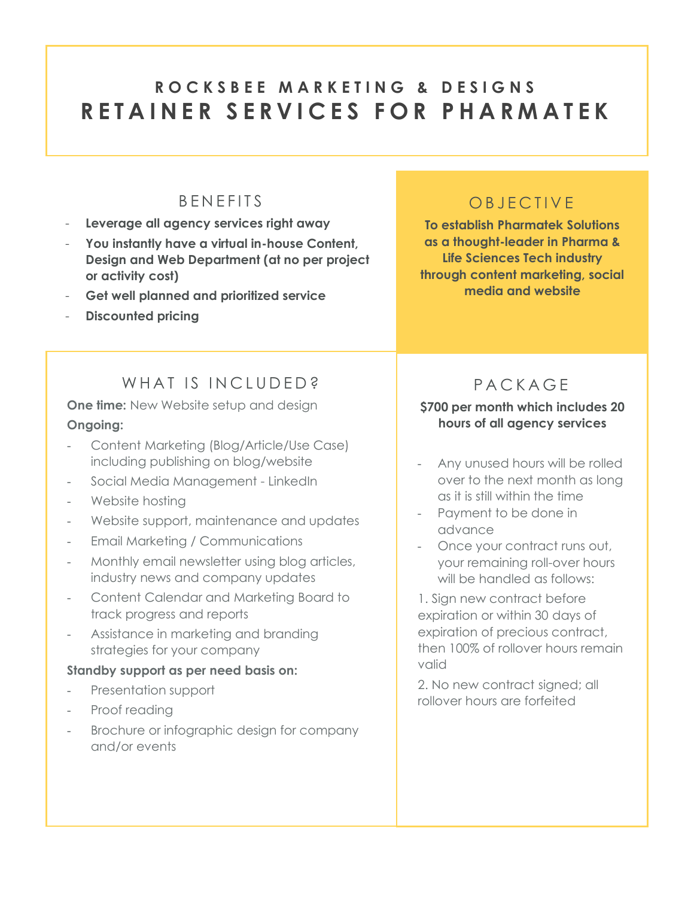# ROCKSBEE MARKETING & DESIGNS
# RETAINER SERVICES FOR PHARMATEK

## BENEFITS

- **Leverage all agency services right away**
- **You instantly have a virtual in-house Content, Design and Web Department (at no per project or activity cost)**
- **Get well planned and prioritized service**
- **Discounted pricing**

## OBJECTIVE

**To establish Pharmatek Solutions as a thought-leader in Pharma & Life Sciences Tech industry through content marketing, social media and website**

## WHAT IS INCLUDED?

**One time:** New Website setup and design

**Ongoing:**

- Content Marketing (Blog/Article/Use Case) including publishing on blog/website
- Social Media Management - LinkedIn
- Website hosting
- Website support, maintenance and updates
- Email Marketing / Communications
- Monthly email newsletter using blog articles, industry news and company updates
- Content Calendar and Marketing Board to track progress and reports
- Assistance in marketing and branding strategies for your company

**Standby support as per need basis on:**

- Presentation support
- Proof reading
- Brochure or infographic design for company and/or events

## PACKAGE

**$700 per month which includes 20 hours of all agency services**

- Any unused hours will be rolled over to the next month as long as it is still within the time
- Payment to be done in advance
- Once your contract runs out, your remaining roll-over hours will be handled as follows:

1. Sign new contract before expiration or within 30 days of expiration of precious contract, then 100% of rollover hours remain valid
2. No new contract signed; all rollover hours are forfeited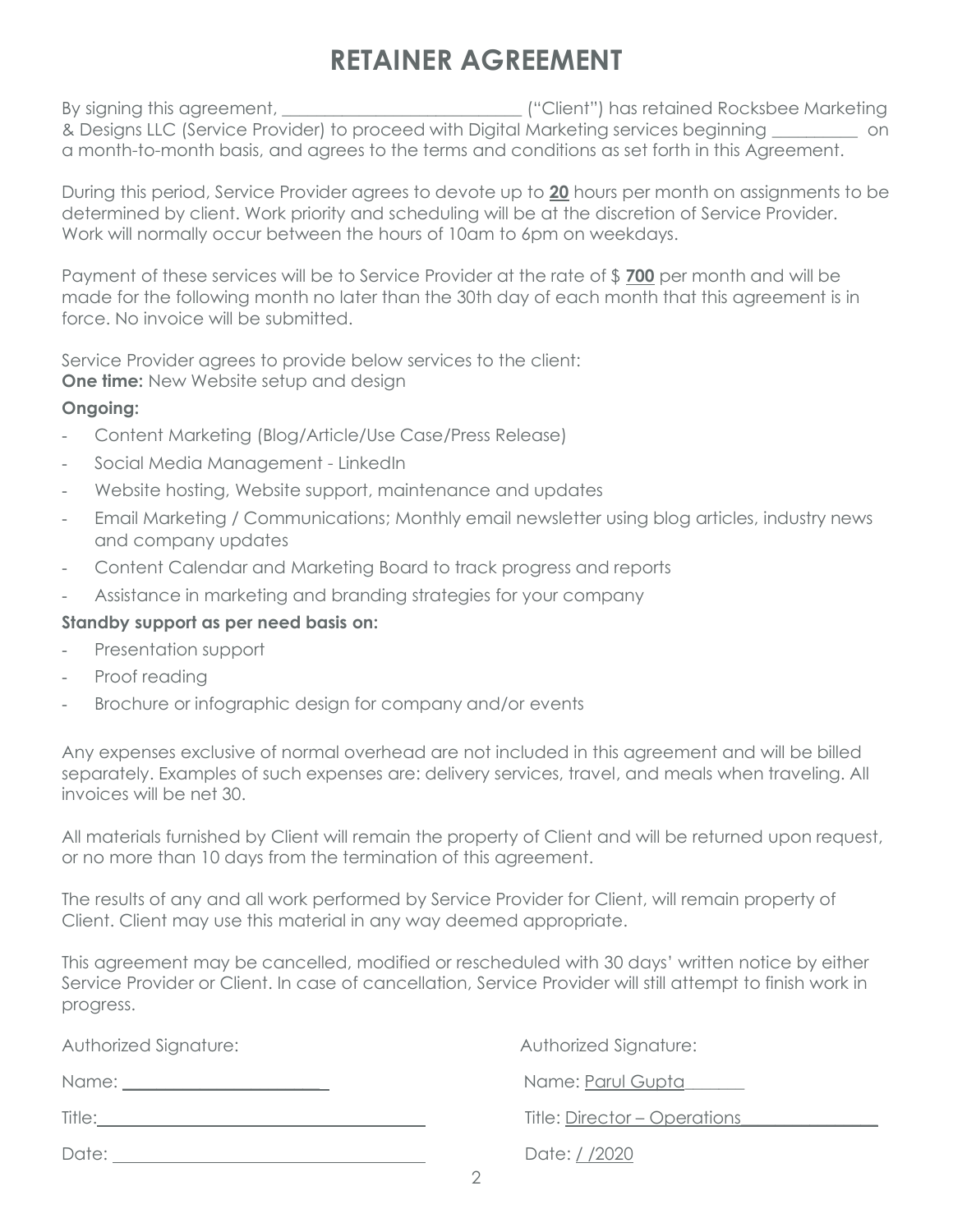# RETAINER AGREEMENT

By signing this agreement, ___________________________ ("Client") has retained Rocksbee Marketing & Designs LLC (Service Provider) to proceed with Digital Marketing services beginning __________ on a month-to-month basis, and agrees to the terms and conditions as set forth in this Agreement.

During this period, Service Provider agrees to devote up to **20** hours per month on assignments to be determined by client. Work priority and scheduling will be at the discretion of Service Provider. Work will normally occur between the hours of 10am to 6pm on weekdays.

Payment of these services will be to Service Provider at the rate of $ **700** per month and will be made for the following month no later than the 30th day of each month that this agreement is in force. No invoice will be submitted.

Service Provider agrees to provide below services to the client:
**One time:** New Website setup and design

**Ongoing:**

- Content Marketing (Blog/Article/Use Case/Press Release)
- Social Media Management - LinkedIn
- Website hosting, Website support, maintenance and updates
- Email Marketing / Communications; Monthly email newsletter using blog articles, industry news and company updates
- Content Calendar and Marketing Board to track progress and reports
- Assistance in marketing and branding strategies for your company

**Standby support as per need basis on:**

- Presentation support
- Proof reading
- Brochure or infographic design for company and/or events

Any expenses exclusive of normal overhead are not included in this agreement and will be billed separately. Examples of such expenses are: delivery services, travel, and meals when traveling. All invoices will be net 30.

All materials furnished by Client will remain the property of Client and will be returned upon request, or no more than 10 days from the termination of this agreement.

The results of any and all work performed by Service Provider for Client, will remain property of Client. Client may use this material in any way deemed appropriate.

This agreement may be cancelled, modified or rescheduled with 30 days' written notice by either Service Provider or Client. In case of cancellation, Service Provider will still attempt to finish work in progress.

| | |
|---|---|
| Authorized Signature: | Authorized Signature: |
| Name: ______________________ | Name: Parul Gupta |
| Title: ______________________ | Title: Director – Operations |
| Date: ______________________ | Date: / /2020 |